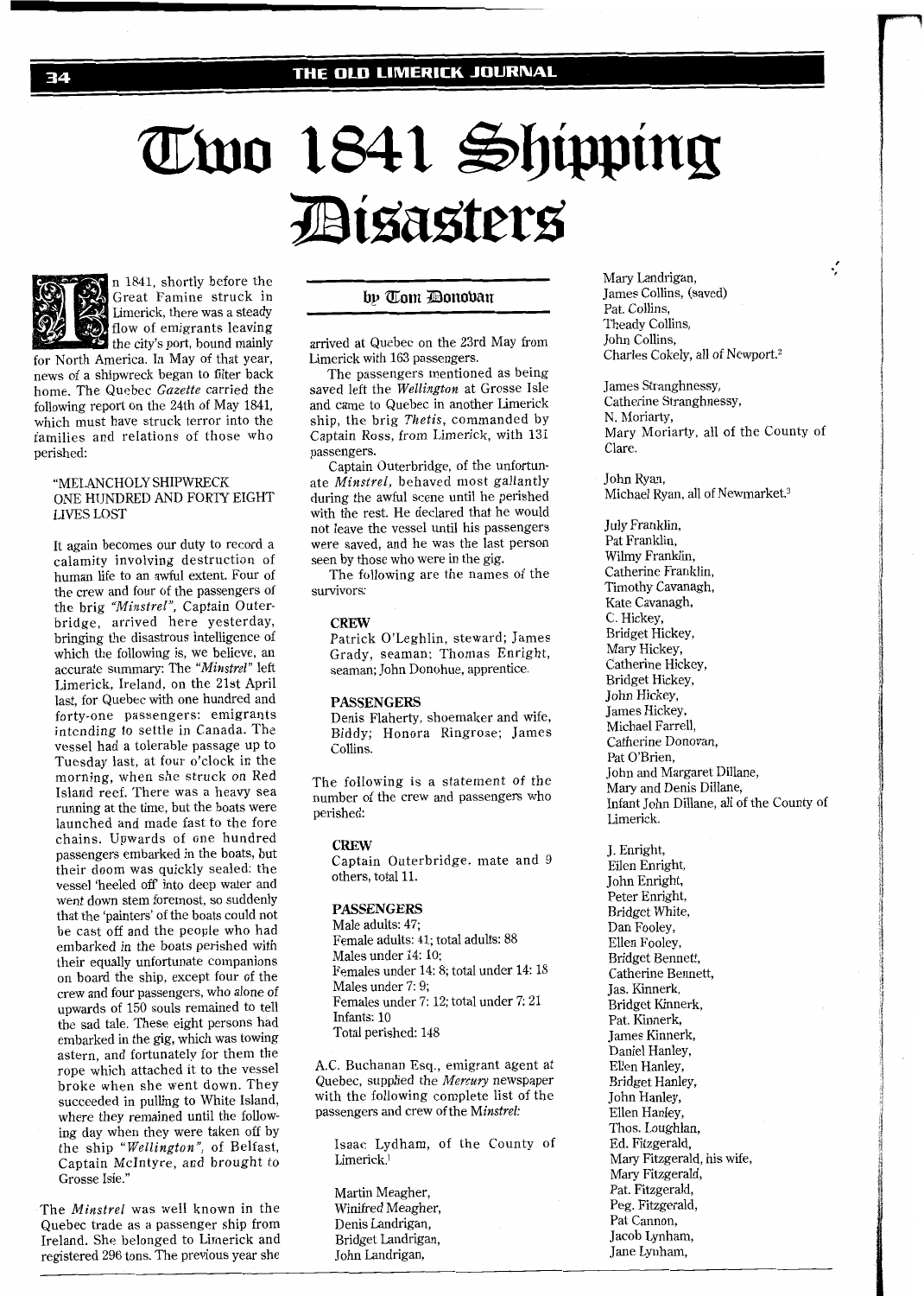# Two 1841 Shipping Disasters

**by Tom Donovan**

In 1841, shortly before the Great Famine struck in Limerick, there was a steady flow of emigrants leaving the city's port, bound mainly for North America. In May of that year, news of a shipwreck began to filter back home. The Quebec *Gazette* carried the following report on the 24th of May 1841, which must have struck terror into the families and relations of those who perished:

> "MELANCHOLY SHIPWRECK
> ONE HUNDRED AND FORTY EIGHT LIVES LOST
>
> It again becomes our duty to record a calamity involving destruction of human life to an awful extent. Four of the crew and four of the passengers of the brig *"Minstrel"*, Captain Outerbridge, arrived here yesterday, bringing the disastrous intelligence of which the following is, we believe, an accurate summary: The *"Minstrel"* left Limerick, Ireland, on the 21st April last, for Quebec with one hundred and forty-one passengers: emigrants intending to settle in Canada. The vessel had a tolerable passage up to Tuesday last, at four o'clock in the morning, when she struck on Red Island reef. There was a heavy sea running at the time, but the boats were launched and made fast to the fore chains. Upwards of one hundred passengers embarked in the boats, but their doom was quickly sealed: the vessel 'heeled off' into deep water and went down stem foremost, so suddenly that the 'painters' of the boats could not be cast off and the people who had embarked in the boats perished with their equally unfortunate companions on board the ship, except four of the crew and four passengers, who alone of upwards of 150 souls remained to tell the sad tale. These eight persons had embarked in the gig, which was towing astern, and fortunately for them the rope which attached it to the vessel broke when she went down. They succeeded in pulling to White Island, where they remained until the following day when they were taken off by the ship *"Wellington"*, of Belfast, Captain McIntyre, and brought to Grosse Isle."

The *Minstrel* was well known in the Quebec trade as a passenger ship from Ireland. She belonged to Limerick and registered 296 tons. The previous year she arrived at Quebec on the 23rd May from Limerick with 163 passengers.

The passengers mentioned as being saved left the *Wellington* at Grosse Isle and came to Quebec in another Limerick ship, the brig *Thetis*, commanded by Captain Ross, from Limerick, with 131 passengers.

Captain Outerbridge, of the unfortunate *Minstrel*, behaved most gallantly during the awful scene until he perished with the rest. He declared that he would not leave the vessel until his passengers were saved, and he was the last person seen by those who were in the gig.

The following are the names of the survivors:

> **CREW**
> Patrick O'Leghlin, steward; James Grady, seaman; Thomas Enright, seaman; John Donohue, apprentice.
>
> **PASSENGERS**
> Denis Flaherty, shoemaker and wife, Biddy; Honora Ringrose; James Collins.

The following is a statement of the number of the crew and passengers who perished:

> **CREW**
> Captain Outerbridge, mate and 9 others, total 11.
>
> **PASSENGERS**
> Male adults: 47;
> Female adults: 41; total adults: 88
> Males under 14: 10;
> Females under 14: 8; total under 14: 18
> Males under 7: 9;
> Females under 7: 12; total under 7: 21
> Infants: 10
> Total perished: 148

A.C. Buchanan Esq., emigrant agent at Quebec, supplied the *Mercury* newspaper with the following complete list of the passengers and crew of the *Minstrel*:

> Isaac Lydham, of the County of Limerick.[1]
>
> Martin Meagher,
> Winifred Meagher,
> Denis Landrigan,
> Bridget Landrigan,
> John Landrigan,
> Mary Landrigan,
> James Collins, (saved)
> Pat. Collins,
> Theady Collins,
> John Collins,
> Charles Cokely, all of Newport.[2]
>
> James Stranghnessy,
> Catherine Stranghnessy,
> N. Moriarty,
> Mary Moriarty, all of the County of Clare.
>
> John Ryan,
> Michael Ryan, all of Newmarket.[3]
>
> July Franklin,
> Pat Franklin,
> Wilmy Franklin,
> Catherine Franklin,
> Timothy Cavanagh,
> Kate Cavanagh,
> C. Hickey,
> Bridget Hickey,
> Mary Hickey,
> Catherine Hickey,
> Bridget Hickey,
> John Hickey,
> James Hickey,
> Michael Farrell,
> Catherine Donovan,
> Pat O'Brien,
> John and Margaret Dillane,
> Mary and Denis Dillane,
> Infant John Dillane, all of the County of Limerick.
>
> J. Enright,
> Ellen Enright,
> John Enright,
> Peter Enright,
> Bridget White,
> Dan Fooley,
> Ellen Fooley,
> Bridget Bennett,
> Catherine Bennett,
> Jas. Kinnerk,
> Bridget Kinnerk,
> Pat. Kinnerk,
> James Kinnerk,
> Daniel Hanley,
> Ellen Hanley,
> Bridget Hanley,
> John Hanley,
> Ellen Hanley,
> Thos. Loughlan,
> Ed. Fitzgerald,
> Mary Fitzgerald, his wife,
> Mary Fitzgerald,
> Pat. Fitzgerald,
> Peg. Fitzgerald,
> Pat Cannon,
> Jacob Lynham,
> Jane Lynham,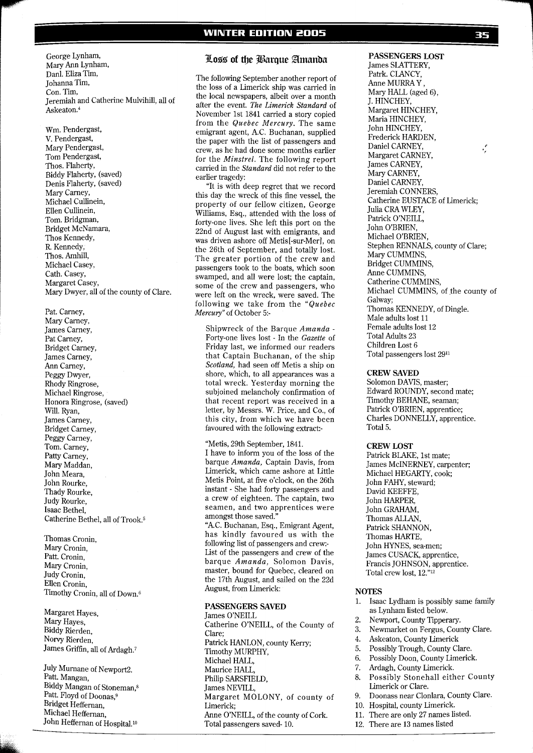George Lynham,
Mary Ann Lynham,
Danl. Eliza Tim,
Johanna Tim,
Con. Tim,
Jeremiah and Catherine Mulvihill, all of Askeaton.[4]

Wm. Pendergast,
V. Pendergast,
Mary Pendergast,
Tom Pendergast,
Thos. Flaherty,
Biddy Flaherty, (saved)
Denis Flaherty, (saved)
Mary Carney,
Michael Cullinein,
Ellen Cullinein,
Tom. Bridgman,
Bridget McNamara,
Thos Kennedy,
R. Kennedy,
Thos. Amhill,
Michael Casey,
Cath. Casey,
Margaret Casey,
Mary Dwyer, all of the county of Clare.

Pat. Carney,
Mary Carney,
James Carney,
Pat Carney,
Bridget Carney,
James Carney,
Ann Carney,
Peggy Dwyer,
Rhody Ringrose,
Michael Ringrose,
Honora Ringrose, (saved)
Will. Ryan,
James Carney,
Bridget Carney,
Peggy Carney,
Tom. Carney,
Patty Carney,
Mary Maddan,
John Meara,
John Rourke,
Thady Rourke,
Judy Rourke,
Isaac Bethel,
Catherine Bethel, all of Trook.[5]

Thomas Cronin,
Mary Cronin,
Patt. Cronin,
Mary Cronin,
Judy Cronin,
Ellen Cronin,
Timothy Cronin, all of Down.[6]

Margaret Hayes,
Mary Hayes,
Biddy Rierden,
Norvy Rierden,
James Griffin, all of Ardagh.[7]

July Murnane of Newport2.
Patt. Mangan,
Biddy Mangan of Stoneman,[8]
Patt. Floyd of Doonas,[9]
Bridget Heffernan,
Michael Heffernan,
John Heffernan of Hospital.[10]

## Loss of the Barque Amanda

The following September another report of the loss of a Limerick ship was carried in the local newspapers, albeit over a month after the event. *The Limerick Standard* of November 1st 1841 carried a story copied from the *Quebec Mercury*. The same emigrant agent, A.C. Buchanan, supplied the paper with the list of passengers and crew, as he had done some months earlier for the *Minstrel*. The following report carried in the *Standard* did not refer to the earlier tragedy:

"It is with deep regret that we record this day the wreck of this fine vessel, the property of our fellow citizen, George Williams, Esq., attended with the loss of forty-one lives. She left this port on the 22nd of August last with emigrants, and was driven ashore off Metis[-sur-Mer], on the 26th of September, and totally lost. The greater portion of the crew and passengers took to the boats, which soon swamped, and all were lost; the captain, some of the crew and passengers, who were left on the wreck, were saved. The following we take from the "*Quebec Mercury*" of October 5:-

> Shipwreck of the Barque *Amanda* - Forty-one lives lost - In the *Gazette* of Friday last, we informed our readers that Captain Buchanan, of the ship *Scotland*, had seen off Metis a ship on shore, which, to all appearances was a total wreck. Yesterday morning the subjoined melancholy confirmation of that recent report was received in a letter, by Messrs. W. Price, and Co., of this city, from which we have been favoured with the following extract:-
>
> "Metis, 29th September, 1841.
> I have to inform you of the loss of the barque *Amanda*, Captain Davis, from Limerick, which came ashore at Little Metis Point, at five o'clock, on the 26th instant - She had forty passengers and a crew of eighteen. The captain, two seamen, and two apprentices were amongst those saved."
>
> "A.C. Buchanan, Esq., Emigrant Agent, has kindly favoured us with the following list of passengers and crew:-
> List of the passengers and crew of the barque *Amanda*, Solomon Davis, master, bound for Quebec, cleared on the 17th August, and sailed on the 22d August, from Limerick:

**PASSENGERS SAVED**
James O'NEILL
Catherine O'NEILL, of the County of Clare;
Patrick HANLON, county Kerry;
Timothy MURPHY,
Michael HALL,
Maurice HALL,
Philip SARSFIELD,
James NEVILL,
Margaret MOLONY, of county of Limerick;
Anne O'NEILL, of the county of Cork.
Total passengers saved- 10.

**PASSENGERS LOST**
James SLATTERY,
Patrk. CLANCY,
Anne MURRAY,
Mary HALL (aged 6),
J. HINCHEY,
Margaret HINCHEY,
Maria HINCHEY,
John HINCHEY,
Frederick HARDEN,
Daniel CARNEY,
Margaret CARNEY,
James CARNEY,
Mary CARNEY,
Daniel CARNEY,
Jeremiah CONNERS,
Catherine EUSTACE of Limerick;
Julia CRAWLEY,
Patrick O'NEILL,
John O'BRIEN,
Michael O'BRIEN,
Stephen RENNALS, county of Clare;
Mary CUMMINS,
Bridget CUMMINS,
Anne CUMMINS,
Catherine CUMMINS,
Michael CUMMINS, of the county of Galway;
Thomas KENNEDY, of Dingle.
Male adults lost 11
Female adults lost 12
Total Adults 23
Children Lost 6
Total passengers lost 29[11]

**CREW SAVED**
Solomon DAVIS, master;
Edward ROUNDY, second mate;
Timothy BEHANE, seaman;
Patrick O'BRIEN, apprentice;
Charles DONNELLY, apprentice.
Total 5.

**CREW LOST**
Patrick BLAKE, 1st mate;
James McINERNEY, carpenter;
Michael HEGARTY, cook;
John FAHY, steward;
David KEEFFE,
John HARPER,
John GRAHAM,
Thomas ALLAN,
Patrick SHANNON,
Thomas HARTE,
John HYNES, sea-men;
James CUSACK, apprentice,
Francis JOHNSON, apprentice.
Total crew lost, 12."[12]

**NOTES**

1. Isaac Lydham is possibly same family as Lynham listed below.
2. Newport, County Tipperary.
3. Newmarket on Fergus, County Clare.
4. Askeaton, County Limerick
5. Possibly Trough, County Clare.
6. Possibly Doon, County Limerick.
7. Ardagh, County Limerick.
8. Possibly Stonehall either County Limerick or Clare.
9. Doonass near Clonlara, County Clare.
10. Hospital, county Limerick.
11. There are only 27 names listed.
12. There are 13 names listed